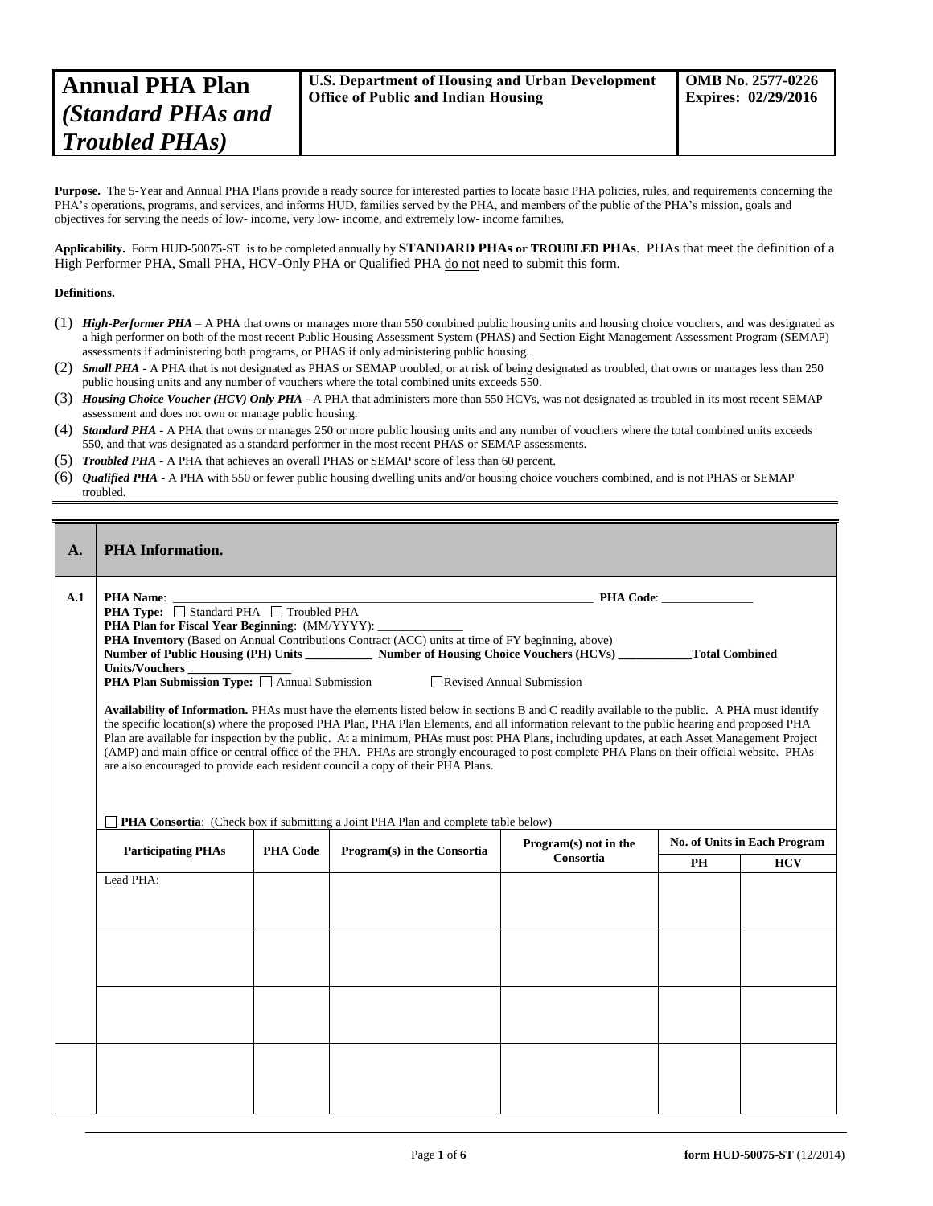# Annual PHA Plan *(Standard PHAs and Troubled PHAs)*

**U.S. Department of Housing and Urban Development**
**Office of Public and Indian Housing**

**OMB No. 2577-0226**
**Expires: 02/29/2016**

**Purpose.** The 5-Year and Annual PHA Plans provide a ready source for interested parties to locate basic PHA policies, rules, and requirements concerning the PHA's operations, programs, and services, and informs HUD, families served by the PHA, and members of the public of the PHA's mission, goals and objectives for serving the needs of low- income, very low- income, and extremely low- income families.

**Applicability.** Form HUD-50075-ST is to be completed annually by **STANDARD PHAs or TROUBLED PHAs**. PHAs that meet the definition of a High Performer PHA, Small PHA, HCV-Only PHA or Qualified PHA do not need to submit this form.

**Definitions.**

(1) ***High-Performer PHA*** – A PHA that owns or manages more than 550 combined public housing units and housing choice vouchers, and was designated as a high performer on both of the most recent Public Housing Assessment System (PHAS) and Section Eight Management Assessment Program (SEMAP) assessments if administering both programs, or PHAS if only administering public housing.

(2) ***Small PHA*** - A PHA that is not designated as PHAS or SEMAP troubled, or at risk of being designated as troubled, that owns or manages less than 250 public housing units and any number of vouchers where the total combined units exceeds 550.

(3) ***Housing Choice Voucher (HCV) Only PHA*** - A PHA that administers more than 550 HCVs, was not designated as troubled in its most recent SEMAP assessment and does not own or manage public housing.

(4) ***Standard PHA*** - A PHA that owns or manages 250 or more public housing units and any number of vouchers where the total combined units exceeds 550, and that was designated as a standard performer in the most recent PHAS or SEMAP assessments.

(5) ***Troubled PHA*** - A PHA that achieves an overall PHAS or SEMAP score of less than 60 percent.

(6) ***Qualified PHA*** - A PHA with 550 or fewer public housing dwelling units and/or housing choice vouchers combined, and is not PHAS or SEMAP troubled.

## A. PHA Information.

**A.1**

**PHA Name**: ______________________________ **PHA Code**: ______________

**PHA Type:** ☐ Standard PHA ☐ Troubled PHA

**PHA Plan for Fiscal Year Beginning**: (MM/YYYY): _____________

**PHA Inventory** (Based on Annual Contributions Contract (ACC) units at time of FY beginning, above)

**Number of Public Housing (PH) Units** __________ **Number of Housing Choice Vouchers (HCVs)** ___________ **Total Combined Units/Vouchers** ________________

**PHA Plan Submission Type:** ☐ Annual Submission ☐ Revised Annual Submission

**Availability of Information.** PHAs must have the elements listed below in sections B and C readily available to the public. A PHA must identify the specific location(s) where the proposed PHA Plan, PHA Plan Elements, and all information relevant to the public hearing and proposed PHA Plan are available for inspection by the public. At a minimum, PHAs must post PHA Plans, including updates, at each Asset Management Project (AMP) and main office or central office of the PHA. PHAs are strongly encouraged to post complete PHA Plans on their official website. PHAs are also encouraged to provide each resident council a copy of their PHA Plans.

☐ **PHA Consortia**: (Check box if submitting a Joint PHA Plan and complete table below)

| Participating PHAs | PHA Code | Program(s) in the Consortia | Program(s) not in the Consortia | No. of Units in Each Program | |
|---|---|---|---|---|---|
| | | | | PH | HCV |
| Lead PHA: | | | | | |
| | | | | | |
| | | | | | |
| | | | | | |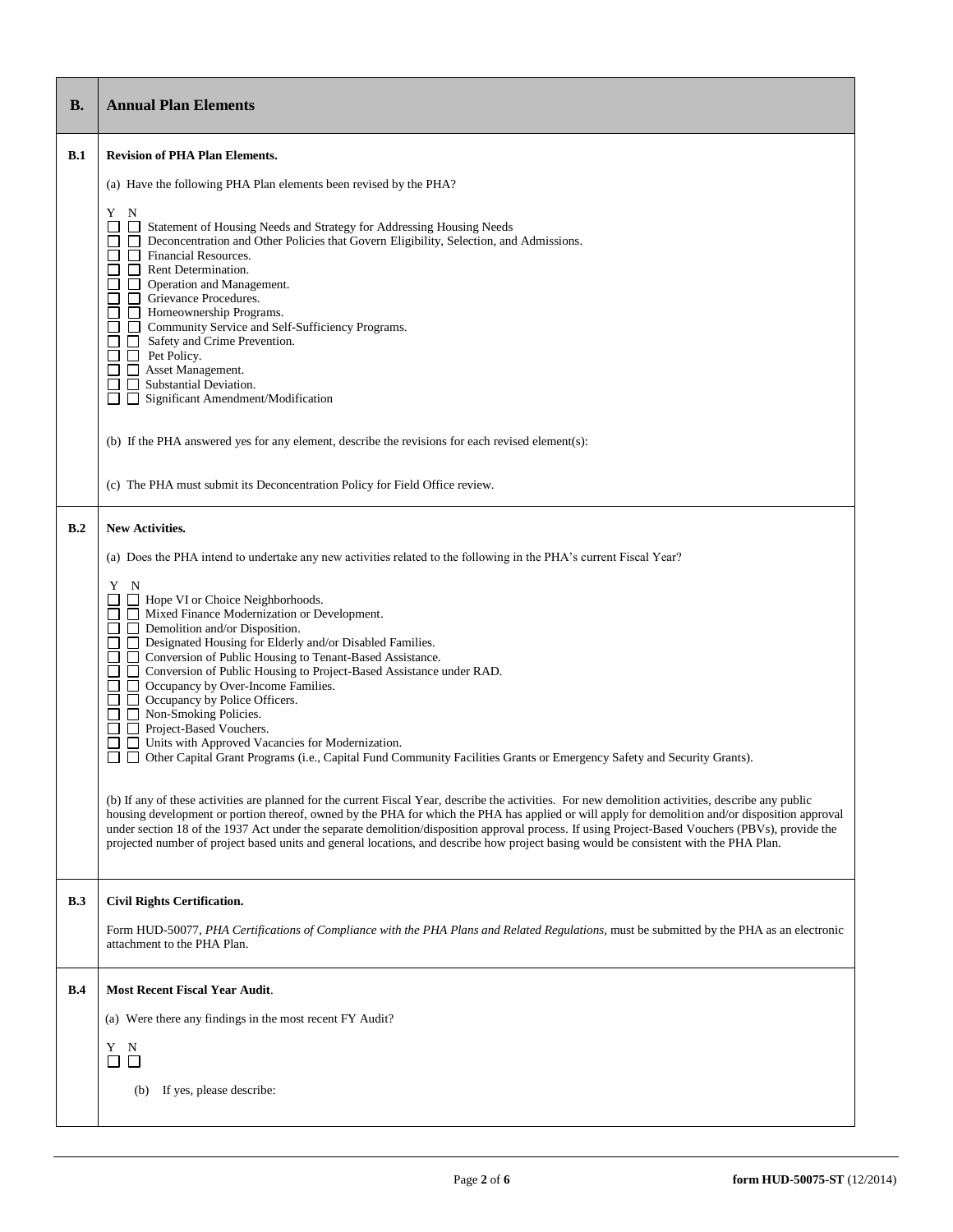| B. | Annual Plan Elements |
|---|---|
| B.1 | **Revision of PHA Plan Elements.**<br><br>(a) Have the following PHA Plan elements been revised by the PHA?<br><br>Y N<br>☐ ☐ Statement of Housing Needs and Strategy for Addressing Housing Needs<br>☐ ☐ Deconcentration and Other Policies that Govern Eligibility, Selection, and Admissions.<br>☐ ☐ Financial Resources.<br>☐ ☐ Rent Determination.<br>☐ ☐ Operation and Management.<br>☐ ☐ Grievance Procedures.<br>☐ ☐ Homeownership Programs.<br>☐ ☐ Community Service and Self-Sufficiency Programs.<br>☐ ☐ Safety and Crime Prevention.<br>☐ ☐ Pet Policy.<br>☐ ☐ Asset Management.<br>☐ ☐ Substantial Deviation.<br>☐ ☐ Significant Amendment/Modification<br><br>(b) If the PHA answered yes for any element, describe the revisions for each revised element(s):<br><br>(c) The PHA must submit its Deconcentration Policy for Field Office review. |
| B.2 | **New Activities.**<br><br>(a) Does the PHA intend to undertake any new activities related to the following in the PHA's current Fiscal Year?<br><br>Y N<br>☐ ☐ Hope VI or Choice Neighborhoods.<br>☐ ☐ Mixed Finance Modernization or Development.<br>☐ ☐ Demolition and/or Disposition.<br>☐ ☐ Designated Housing for Elderly and/or Disabled Families.<br>☐ ☐ Conversion of Public Housing to Tenant-Based Assistance.<br>☐ ☐ Conversion of Public Housing to Project-Based Assistance under RAD.<br>☐ ☐ Occupancy by Over-Income Families.<br>☐ ☐ Occupancy by Police Officers.<br>☐ ☐ Non-Smoking Policies.<br>☐ ☐ Project-Based Vouchers.<br>☐ ☐ Units with Approved Vacancies for Modernization.<br>☐ ☐ Other Capital Grant Programs (i.e., Capital Fund Community Facilities Grants or Emergency Safety and Security Grants).<br><br>(b) If any of these activities are planned for the current Fiscal Year, describe the activities. For new demolition activities, describe any public housing development or portion thereof, owned by the PHA for which the PHA has applied or will apply for demolition and/or disposition approval under section 18 of the 1937 Act under the separate demolition/disposition approval process. If using Project-Based Vouchers (PBVs), provide the projected number of project based units and general locations, and describe how project basing would be consistent with the PHA Plan. |
| B.3 | **Civil Rights Certification.**<br><br>Form HUD-50077, *PHA Certifications of Compliance with the PHA Plans and Related Regulations*, must be submitted by the PHA as an electronic attachment to the PHA Plan. |
| B.4 | **Most Recent Fiscal Year Audit**.<br><br>(a) Were there any findings in the most recent FY Audit?<br><br>Y N<br>☐ ☐<br><br>(b) If yes, please describe: |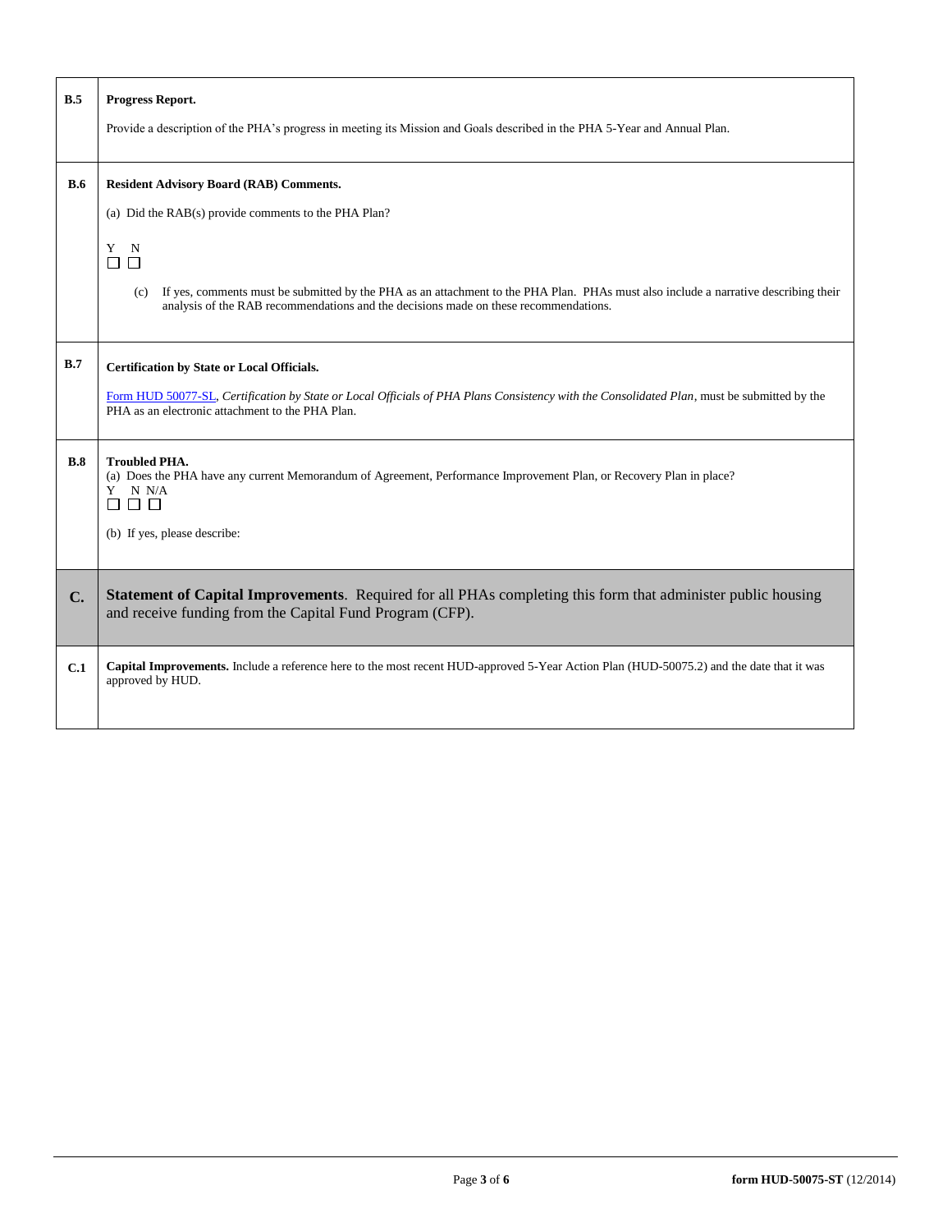| | |
|---|---|
| **B.5** | **Progress Report.**<br><br>Provide a description of the PHA's progress in meeting its Mission and Goals described in the PHA 5-Year and Annual Plan. |
| **B.6** | **Resident Advisory Board (RAB) Comments.**<br><br>(a) Did the RAB(s) provide comments to the PHA Plan?<br><br>Y N<br>☐ ☐<br><br>(c) If yes, comments must be submitted by the PHA as an attachment to the PHA Plan. PHAs must also include a narrative describing their analysis of the RAB recommendations and the decisions made on these recommendations. |
| **B.7** | **Certification by State or Local Officials.**<br><br>Form HUD 50077-SL, *Certification by State or Local Officials of PHA Plans Consistency with the Consolidated Plan*, must be submitted by the PHA as an electronic attachment to the PHA Plan. |
| **B.8** | **Troubled PHA.**<br>(a) Does the PHA have any current Memorandum of Agreement, Performance Improvement Plan, or Recovery Plan in place?<br>Y N N/A<br>☐ ☐ ☐<br><br>(b) If yes, please describe: |
| **C.** | **Statement of Capital Improvements**. Required for all PHAs completing this form that administer public housing and receive funding from the Capital Fund Program (CFP). |
| **C.1** | **Capital Improvements.** Include a reference here to the most recent HUD-approved 5-Year Action Plan (HUD-50075.2) and the date that it was approved by HUD. |

**form HUD-50075-ST** (12/2014)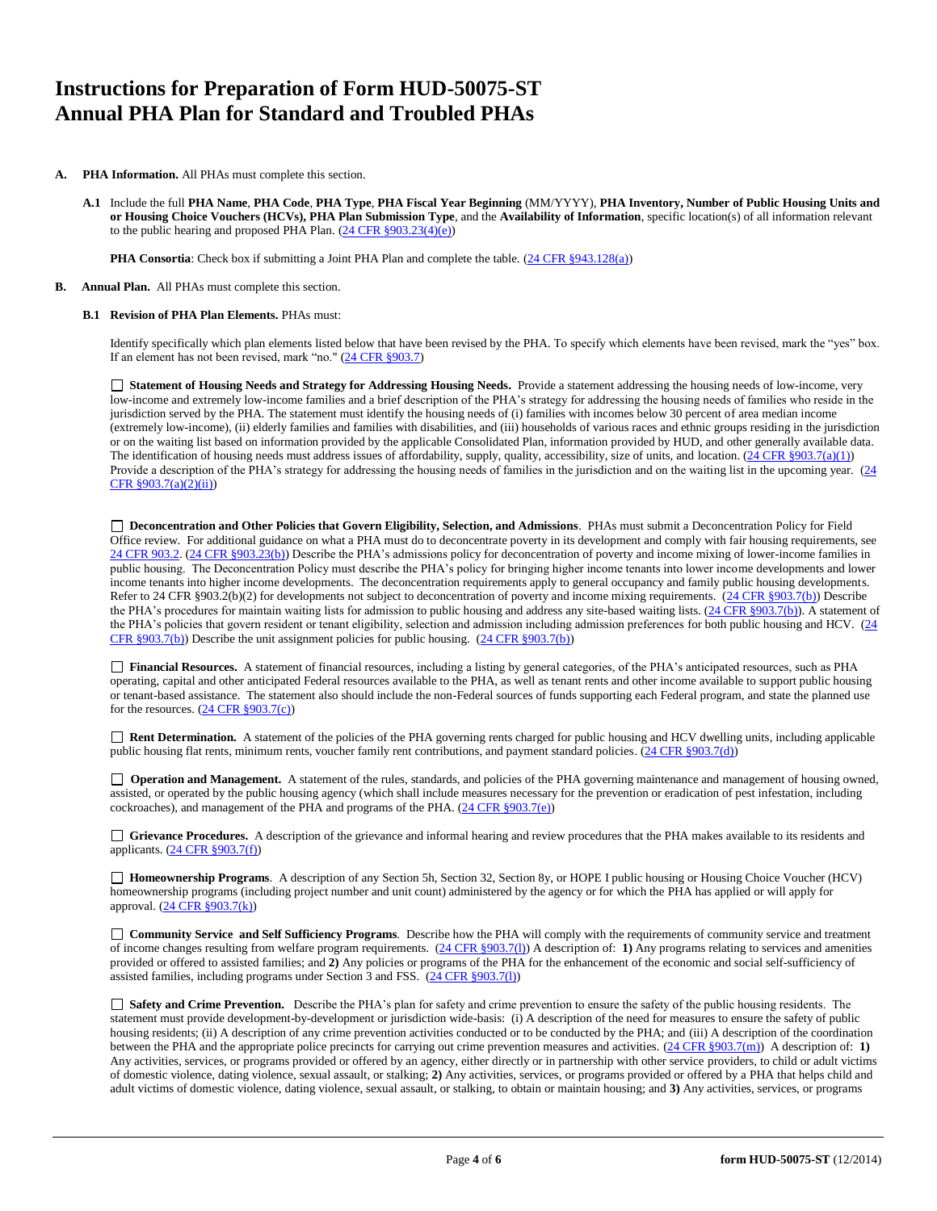# Instructions for Preparation of Form HUD-50075-ST Annual PHA Plan for Standard and Troubled PHAs

**A. PHA Information.** All PHAs must complete this section.

**A.1** Include the full **PHA Name**, **PHA Code**, **PHA Type**, **PHA Fiscal Year Beginning** (MM/YYYY), **PHA Inventory, Number of Public Housing Units and or Housing Choice Vouchers (HCVs), PHA Plan Submission Type**, and the **Availability of Information**, specific location(s) of all information relevant to the public hearing and proposed PHA Plan. (24 CFR §903.23(4)(e))

**PHA Consortia**: Check box if submitting a Joint PHA Plan and complete the table. (24 CFR §943.128(a))

**B. Annual Plan.** All PHAs must complete this section.

**B.1 Revision of PHA Plan Elements.** PHAs must:

Identify specifically which plan elements listed below that have been revised by the PHA. To specify which elements have been revised, mark the "yes" box. If an element has not been revised, mark "no." (24 CFR §903.7)

☐ **Statement of Housing Needs and Strategy for Addressing Housing Needs.** Provide a statement addressing the housing needs of low-income, very low-income and extremely low-income families and a brief description of the PHA's strategy for addressing the housing needs of families who reside in the jurisdiction served by the PHA. The statement must identify the housing needs of (i) families with incomes below 30 percent of area median income (extremely low-income), (ii) elderly families and families with disabilities, and (iii) households of various races and ethnic groups residing in the jurisdiction or on the waiting list based on information provided by the applicable Consolidated Plan, information provided by HUD, and other generally available data. The identification of housing needs must address issues of affordability, supply, quality, accessibility, size of units, and location. (24 CFR §903.7(a)(1)) Provide a description of the PHA's strategy for addressing the housing needs of families in the jurisdiction and on the waiting list in the upcoming year. (24 CFR §903.7(a)(2)(ii))

☐ **Deconcentration and Other Policies that Govern Eligibility, Selection, and Admissions**. PHAs must submit a Deconcentration Policy for Field Office review. For additional guidance on what a PHA must do to deconcentrate poverty in its development and comply with fair housing requirements, see 24 CFR 903.2. (24 CFR §903.23(b)) Describe the PHA's admissions policy for deconcentration of poverty and income mixing of lower-income families in public housing. The Deconcentration Policy must describe the PHA's policy for bringing higher income tenants into lower income developments and lower income tenants into higher income developments. The deconcentration requirements apply to general occupancy and family public housing developments. Refer to 24 CFR §903.2(b)(2) for developments not subject to deconcentration of poverty and income mixing requirements. (24 CFR §903.7(b)) Describe the PHA's procedures for maintain waiting lists for admission to public housing and address any site-based waiting lists. (24 CFR §903.7(b)). A statement of the PHA's policies that govern resident or tenant eligibility, selection and admission including admission preferences for both public housing and HCV. (24 CFR §903.7(b)) Describe the unit assignment policies for public housing. (24 CFR §903.7(b))

☐ **Financial Resources.** A statement of financial resources, including a listing by general categories, of the PHA's anticipated resources, such as PHA operating, capital and other anticipated Federal resources available to the PHA, as well as tenant rents and other income available to support public housing or tenant-based assistance. The statement also should include the non-Federal sources of funds supporting each Federal program, and state the planned use for the resources. (24 CFR §903.7(c))

☐ **Rent Determination.** A statement of the policies of the PHA governing rents charged for public housing and HCV dwelling units, including applicable public housing flat rents, minimum rents, voucher family rent contributions, and payment standard policies. (24 CFR §903.7(d))

☐ **Operation and Management.** A statement of the rules, standards, and policies of the PHA governing maintenance and management of housing owned, assisted, or operated by the public housing agency (which shall include measures necessary for the prevention or eradication of pest infestation, including cockroaches), and management of the PHA and programs of the PHA. (24 CFR §903.7(e))

☐ **Grievance Procedures.** A description of the grievance and informal hearing and review procedures that the PHA makes available to its residents and applicants. (24 CFR §903.7(f))

☐ **Homeownership Programs**. A description of any Section 5h, Section 32, Section 8y, or HOPE I public housing or Housing Choice Voucher (HCV) homeownership programs (including project number and unit count) administered by the agency or for which the PHA has applied or will apply for approval. (24 CFR §903.7(k))

☐ **Community Service and Self Sufficiency Programs**. Describe how the PHA will comply with the requirements of community service and treatment of income changes resulting from welfare program requirements. (24 CFR §903.7(l)) A description of: **1)** Any programs relating to services and amenities provided or offered to assisted families; and **2)** Any policies or programs of the PHA for the enhancement of the economic and social self-sufficiency of assisted families, including programs under Section 3 and FSS. (24 CFR §903.7(l))

☐ **Safety and Crime Prevention.** Describe the PHA's plan for safety and crime prevention to ensure the safety of the public housing residents. The statement must provide development-by-development or jurisdiction wide-basis: (i) A description of the need for measures to ensure the safety of public housing residents; (ii) A description of any crime prevention activities conducted or to be conducted by the PHA; and (iii) A description of the coordination between the PHA and the appropriate police precincts for carrying out crime prevention measures and activities. (24 CFR §903.7(m)) A description of: **1)** Any activities, services, or programs provided or offered by an agency, either directly or in partnership with other service providers, to child or adult victims of domestic violence, dating violence, sexual assault, or stalking; **2)** Any activities, services, or programs provided or offered by a PHA that helps child and adult victims of domestic violence, dating violence, sexual assault, or stalking, to obtain or maintain housing; and **3)** Any activities, services, or programs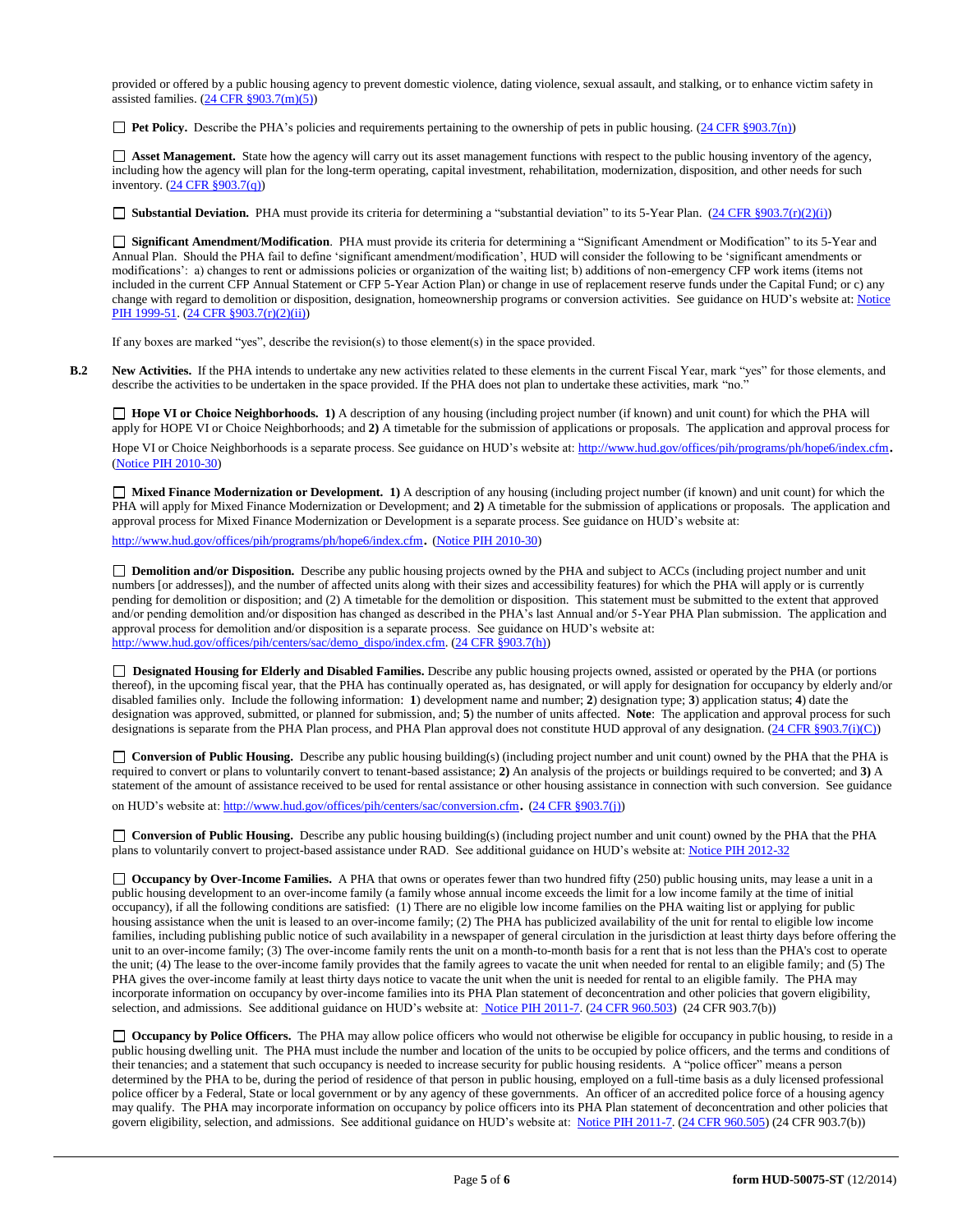provided or offered by a public housing agency to prevent domestic violence, dating violence, sexual assault, and stalking, or to enhance victim safety in assisted families. (24 CFR §903.7(m)(5))

☐ **Pet Policy.** Describe the PHA's policies and requirements pertaining to the ownership of pets in public housing. (24 CFR §903.7(n))

☐ **Asset Management.** State how the agency will carry out its asset management functions with respect to the public housing inventory of the agency, including how the agency will plan for the long-term operating, capital investment, rehabilitation, modernization, disposition, and other needs for such inventory. (24 CFR §903.7(q))

☐ **Substantial Deviation.** PHA must provide its criteria for determining a "substantial deviation" to its 5-Year Plan. (24 CFR §903.7(r)(2)(i))

☐ **Significant Amendment/Modification**. PHA must provide its criteria for determining a "Significant Amendment or Modification" to its 5-Year and Annual Plan. Should the PHA fail to define 'significant amendment/modification', HUD will consider the following to be 'significant amendments or modifications': a) changes to rent or admissions policies or organization of the waiting list; b) additions of non-emergency CFP work items (items not included in the current CFP Annual Statement or CFP 5-Year Action Plan) or change in use of replacement reserve funds under the Capital Fund; or c) any change with regard to demolition or disposition, designation, homeownership programs or conversion activities. See guidance on HUD's website at: Notice PIH 1999-51. (24 CFR §903.7(r)(2)(ii))

If any boxes are marked "yes", describe the revision(s) to those element(s) in the space provided.

**B.2** **New Activities.** If the PHA intends to undertake any new activities related to these elements in the current Fiscal Year, mark "yes" for those elements, and describe the activities to be undertaken in the space provided. If the PHA does not plan to undertake these activities, mark "no."

☐ **Hope VI or Choice Neighborhoods. 1)** A description of any housing (including project number (if known) and unit count) for which the PHA will apply for HOPE VI or Choice Neighborhoods; and **2)** A timetable for the submission of applications or proposals. The application and approval process for Hope VI or Choice Neighborhoods is a separate process. See guidance on HUD's website at: http://www.hud.gov/offices/pih/programs/ph/hope6/index.cfm. (Notice PIH 2010-30)

☐ **Mixed Finance Modernization or Development. 1)** A description of any housing (including project number (if known) and unit count) for which the PHA will apply for Mixed Finance Modernization or Development; and **2)** A timetable for the submission of applications or proposals. The application and approval process for Mixed Finance Modernization or Development is a separate process. See guidance on HUD's website at: http://www.hud.gov/offices/pih/programs/ph/hope6/index.cfm. (Notice PIH 2010-30)

☐ **Demolition and/or Disposition.** Describe any public housing projects owned by the PHA and subject to ACCs (including project number and unit numbers [or addresses]), and the number of affected units along with their sizes and accessibility features) for which the PHA will apply or is currently pending for demolition or disposition; and (2) A timetable for the demolition or disposition. This statement must be submitted to the extent that approved and/or pending demolition and/or disposition has changed as described in the PHA's last Annual and/or 5-Year PHA Plan submission. The application and approval process for demolition and/or disposition is a separate process. See guidance on HUD's website at: http://www.hud.gov/offices/pih/centers/sac/demo_dispo/index.cfm. (24 CFR §903.7(h))

☐ **Designated Housing for Elderly and Disabled Families.** Describe any public housing projects owned, assisted or operated by the PHA (or portions thereof), in the upcoming fiscal year, that the PHA has continually operated as, has designated, or will apply for designation for occupancy by elderly and/or disabled families only. Include the following information: **1**) development name and number; **2**) designation type; **3**) application status; **4**) date the designation was approved, submitted, or planned for submission, and; **5**) the number of units affected. **Note**: The application and approval process for such designations is separate from the PHA Plan process, and PHA Plan approval does not constitute HUD approval of any designation. (24 CFR §903.7(i)(C))

☐ **Conversion of Public Housing.** Describe any public housing building(s) (including project number and unit count) owned by the PHA that the PHA is required to convert or plans to voluntarily convert to tenant-based assistance; **2)** An analysis of the projects or buildings required to be converted; and **3)** A statement of the amount of assistance received to be used for rental assistance or other housing assistance in connection with such conversion. See guidance on HUD's website at: http://www.hud.gov/offices/pih/centers/sac/conversion.cfm. (24 CFR §903.7(j))

☐ **Conversion of Public Housing.** Describe any public housing building(s) (including project number and unit count) owned by the PHA that the PHA plans to voluntarily convert to project-based assistance under RAD. See additional guidance on HUD's website at: Notice PIH 2012-32

☐ **Occupancy by Over-Income Families.** A PHA that owns or operates fewer than two hundred fifty (250) public housing units, may lease a unit in a public housing development to an over-income family (a family whose annual income exceeds the limit for a low income family at the time of initial occupancy), if all the following conditions are satisfied: (1) There are no eligible low income families on the PHA waiting list or applying for public housing assistance when the unit is leased to an over-income family; (2) The PHA has publicized availability of the unit for rental to eligible low income families, including publishing public notice of such availability in a newspaper of general circulation in the jurisdiction at least thirty days before offering the unit to an over-income family; (3) The over-income family rents the unit on a month-to-month basis for a rent that is not less than the PHA's cost to operate the unit; (4) The lease to the over-income family provides that the family agrees to vacate the unit when needed for rental to an eligible family; and (5) The PHA gives the over-income family at least thirty days notice to vacate the unit when the unit is needed for rental to an eligible family. The PHA may incorporate information on occupancy by over-income families into its PHA Plan statement of deconcentration and other policies that govern eligibility, selection, and admissions. See additional guidance on HUD's website at: Notice PIH 2011-7. (24 CFR 960.503) (24 CFR 903.7(b))

☐ **Occupancy by Police Officers.** The PHA may allow police officers who would not otherwise be eligible for occupancy in public housing, to reside in a public housing dwelling unit. The PHA must include the number and location of the units to be occupied by police officers, and the terms and conditions of their tenancies; and a statement that such occupancy is needed to increase security for public housing residents. A "police officer" means a person determined by the PHA to be, during the period of residence of that person in public housing, employed on a full-time basis as a duly licensed professional police officer by a Federal, State or local government or by any agency of these governments. An officer of an accredited police force of a housing agency may qualify. The PHA may incorporate information on occupancy by police officers into its PHA Plan statement of deconcentration and other policies that govern eligibility, selection, and admissions. See additional guidance on HUD's website at: Notice PIH 2011-7. (24 CFR 960.505) (24 CFR 903.7(b))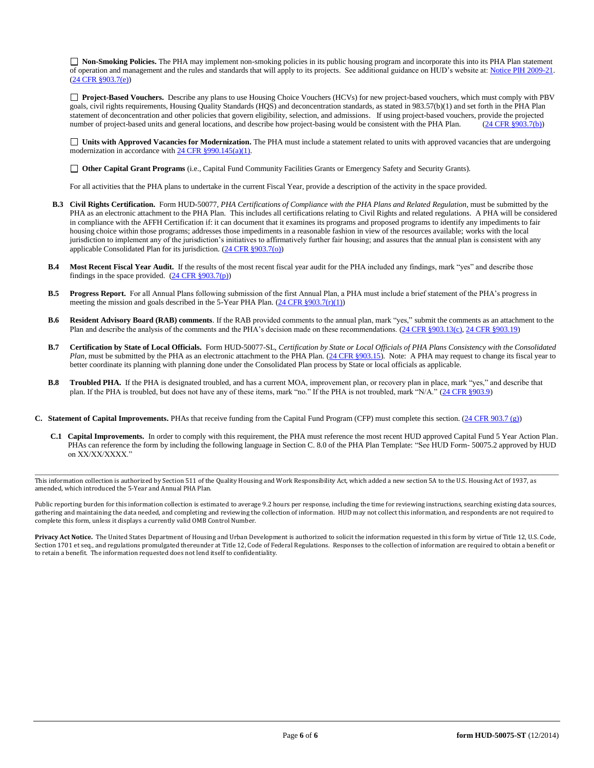☐ **Non-Smoking Policies.** The PHA may implement non-smoking policies in its public housing program and incorporate this into its PHA Plan statement of operation and management and the rules and standards that will apply to its projects. See additional guidance on HUD's website at: Notice PIH 2009-21. (24 CFR §903.7(e))

☐ **Project-Based Vouchers.** Describe any plans to use Housing Choice Vouchers (HCVs) for new project-based vouchers, which must comply with PBV goals, civil rights requirements, Housing Quality Standards (HQS) and deconcentration standards, as stated in 983.57(b)(1) and set forth in the PHA Plan statement of deconcentration and other policies that govern eligibility, selection, and admissions. If using project-based vouchers, provide the projected number of project-based units and general locations, and describe how project-basing would be consistent with the PHA Plan. (24 CFR §903.7(b))

☐ **Units with Approved Vacancies for Modernization.** The PHA must include a statement related to units with approved vacancies that are undergoing modernization in accordance with 24 CFR §990.145(a)(1).

☐ **Other Capital Grant Programs** (i.e., Capital Fund Community Facilities Grants or Emergency Safety and Security Grants).

For all activities that the PHA plans to undertake in the current Fiscal Year, provide a description of the activity in the space provided.

**B.3 Civil Rights Certification.** Form HUD-50077, *PHA Certifications of Compliance with the PHA Plans and Related Regulation*, must be submitted by the PHA as an electronic attachment to the PHA Plan. This includes all certifications relating to Civil Rights and related regulations. A PHA will be considered in compliance with the AFFH Certification if: it can document that it examines its programs and proposed programs to identify any impediments to fair housing choice within those programs; addresses those impediments in a reasonable fashion in view of the resources available; works with the local jurisdiction to implement any of the jurisdiction's initiatives to affirmatively further fair housing; and assures that the annual plan is consistent with any applicable Consolidated Plan for its jurisdiction. (24 CFR §903.7(o))

**B.4 Most Recent Fiscal Year Audit.** If the results of the most recent fiscal year audit for the PHA included any findings, mark "yes" and describe those findings in the space provided. (24 CFR §903.7(p))

**B.5 Progress Report.** For all Annual Plans following submission of the first Annual Plan, a PHA must include a brief statement of the PHA's progress in meeting the mission and goals described in the 5-Year PHA Plan. (24 CFR §903.7(r)(1))

**B.6 Resident Advisory Board (RAB) comments**. If the RAB provided comments to the annual plan, mark "yes," submit the comments as an attachment to the Plan and describe the analysis of the comments and the PHA's decision made on these recommendations. (24 CFR §903.13(c), 24 CFR §903.19)

**B.7 Certification by State of Local Officials.** Form HUD-50077-SL, *Certification by State or Local Officials of PHA Plans Consistency with the Consolidated Plan*, must be submitted by the PHA as an electronic attachment to the PHA Plan. (24 CFR §903.15). Note: A PHA may request to change its fiscal year to better coordinate its planning with planning done under the Consolidated Plan process by State or local officials as applicable.

**B.8 Troubled PHA.** If the PHA is designated troubled, and has a current MOA, improvement plan, or recovery plan in place, mark "yes," and describe that plan. If the PHA is troubled, but does not have any of these items, mark "no." If the PHA is not troubled, mark "N/A." (24 CFR §903.9)

**C. Statement of Capital Improvements.** PHAs that receive funding from the Capital Fund Program (CFP) must complete this section. (24 CFR 903.7 (g))

**C.1 Capital Improvements.** In order to comply with this requirement, the PHA must reference the most recent HUD approved Capital Fund 5 Year Action Plan. PHAs can reference the form by including the following language in Section C. 8.0 of the PHA Plan Template: "See HUD Form- 50075.2 approved by HUD on XX/XX/XXXX."

---

This information collection is authorized by Section 511 of the Quality Housing and Work Responsibility Act, which added a new section 5A to the U.S. Housing Act of 1937, as amended, which introduced the 5-Year and Annual PHA Plan.

Public reporting burden for this information collection is estimated to average 9.2 hours per response, including the time for reviewing instructions, searching existing data sources, gathering and maintaining the data needed, and completing and reviewing the collection of information. HUD may not collect this information, and respondents are not required to complete this form, unless it displays a currently valid OMB Control Number.

**Privacy Act Notice.** The United States Department of Housing and Urban Development is authorized to solicit the information requested in this form by virtue of Title 12, U.S. Code, Section 1701 et seq., and regulations promulgated thereunder at Title 12, Code of Federal Regulations. Responses to the collection of information are required to obtain a benefit or to retain a benefit. The information requested does not lend itself to confidentiality.